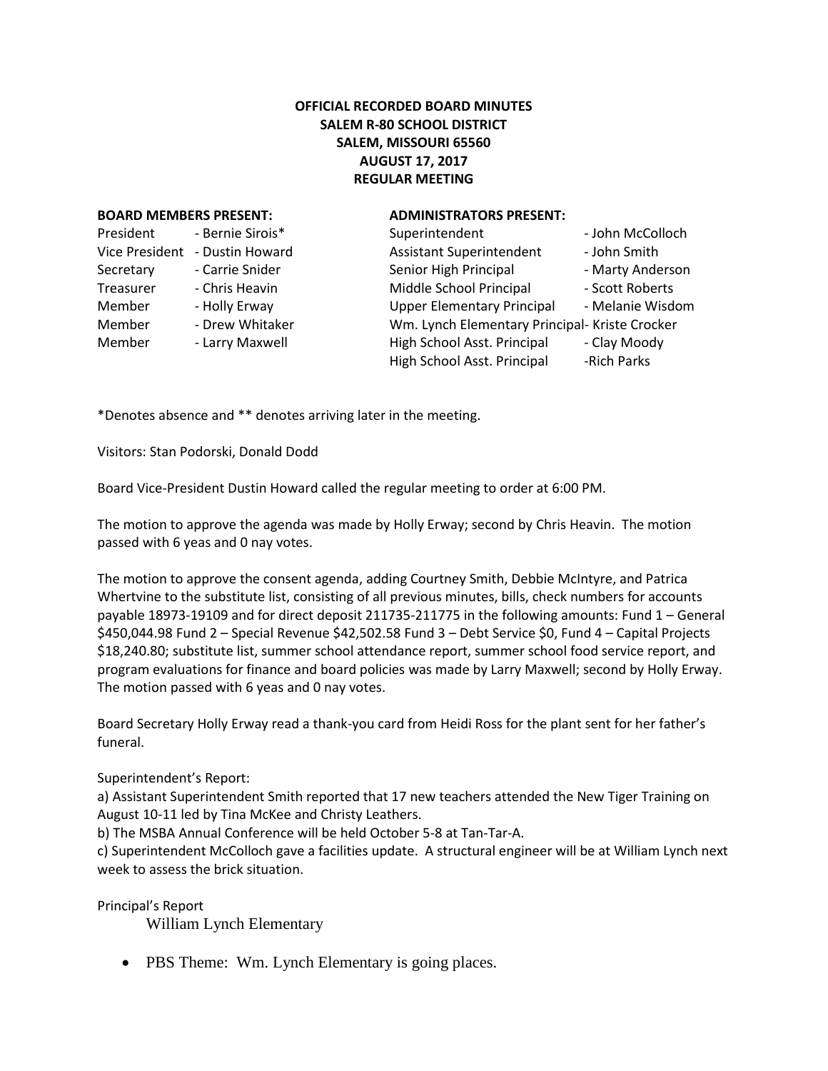**OFFICIAL RECORDED BOARD MINUTES**
**SALEM R-80 SCHOOL DISTRICT**
**SALEM, MISSOURI 65560**
**AUGUST 17, 2017**
**REGULAR MEETING**

**BOARD MEMBERS PRESENT:**

| | |
|---|---|
| President | - Bernie Sirois* |
| Vice President | - Dustin Howard |
| Secretary | - Carrie Snider |
| Treasurer | - Chris Heavin |
| Member | - Holly Erway |
| Member | - Drew Whitaker |
| Member | - Larry Maxwell |

**ADMINISTRATORS PRESENT:**

| | |
|---|---|
| Superintendent | - John McColloch |
| Assistant Superintendent | - John Smith |
| Senior High Principal | - Marty Anderson |
| Middle School Principal | - Scott Roberts |
| Upper Elementary Principal | - Melanie Wisdom |
| Wm. Lynch Elementary Principal | - Kriste Crocker |
| High School Asst. Principal | - Clay Moody |
| High School Asst. Principal | -Rich Parks |

*Denotes absence and ** denotes arriving later in the meeting.

Visitors: Stan Podorski, Donald Dodd

Board Vice-President Dustin Howard called the regular meeting to order at 6:00 PM.

The motion to approve the agenda was made by Holly Erway; second by Chris Heavin. The motion passed with 6 yeas and 0 nay votes.

The motion to approve the consent agenda, adding Courtney Smith, Debbie McIntyre, and Patrica Whertvine to the substitute list, consisting of all previous minutes, bills, check numbers for accounts payable 18973-19109 and for direct deposit 211735-211775 in the following amounts: Fund 1 – General $450,044.98 Fund 2 – Special Revenue $42,502.58 Fund 3 – Debt Service $0, Fund 4 – Capital Projects $18,240.80; substitute list, summer school attendance report, summer school food service report, and program evaluations for finance and board policies was made by Larry Maxwell; second by Holly Erway. The motion passed with 6 yeas and 0 nay votes.

Board Secretary Holly Erway read a thank-you card from Heidi Ross for the plant sent for her father's funeral.

Superintendent's Report:
a) Assistant Superintendent Smith reported that 17 new teachers attended the New Tiger Training on August 10-11 led by Tina McKee and Christy Leathers.
b) The MSBA Annual Conference will be held October 5-8 at Tan-Tar-A.
c) Superintendent McColloch gave a facilities update. A structural engineer will be at William Lynch next week to assess the brick situation.

Principal's Report

William Lynch Elementary

- PBS Theme: Wm. Lynch Elementary is going places.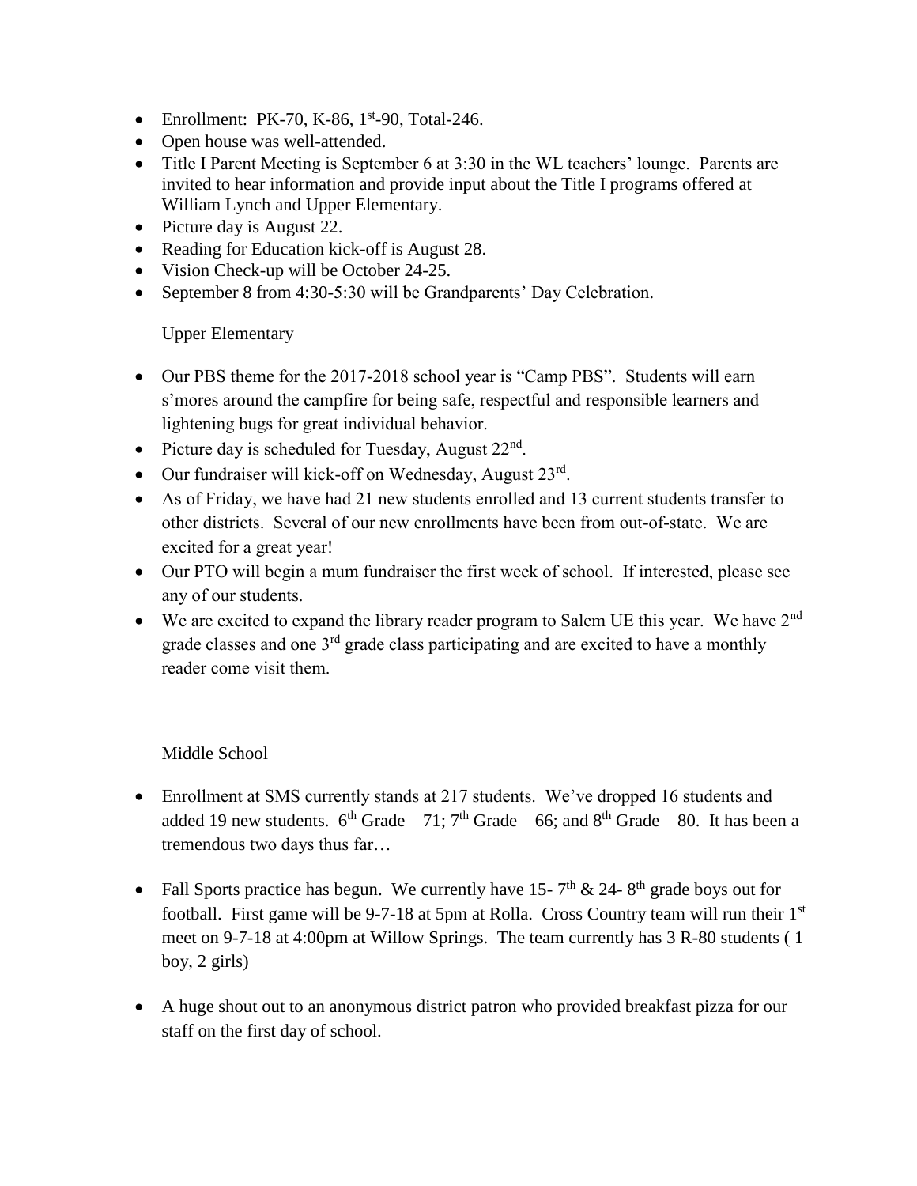- Enrollment: PK-70, K-86, 1st-90, Total-246.
- Open house was well-attended.
- Title I Parent Meeting is September 6 at 3:30 in the WL teachers' lounge. Parents are invited to hear information and provide input about the Title I programs offered at William Lynch and Upper Elementary.
- Picture day is August 22.
- Reading for Education kick-off is August 28.
- Vision Check-up will be October 24-25.
- September 8 from 4:30-5:30 will be Grandparents' Day Celebration.

Upper Elementary

- Our PBS theme for the 2017-2018 school year is "Camp PBS". Students will earn s'mores around the campfire for being safe, respectful and responsible learners and lightening bugs for great individual behavior.
- Picture day is scheduled for Tuesday, August 22nd.
- Our fundraiser will kick-off on Wednesday, August 23rd.
- As of Friday, we have had 21 new students enrolled and 13 current students transfer to other districts. Several of our new enrollments have been from out-of-state. We are excited for a great year!
- Our PTO will begin a mum fundraiser the first week of school. If interested, please see any of our students.
- We are excited to expand the library reader program to Salem UE this year. We have 2nd grade classes and one 3rd grade class participating and are excited to have a monthly reader come visit them.

Middle School

- Enrollment at SMS currently stands at 217 students. We've dropped 16 students and added 19 new students. 6th Grade—71; 7th Grade—66; and 8th Grade—80. It has been a tremendous two days thus far…

- Fall Sports practice has begun. We currently have 15- 7th & 24- 8th grade boys out for football. First game will be 9-7-18 at 5pm at Rolla. Cross Country team will run their 1st meet on 9-7-18 at 4:00pm at Willow Springs. The team currently has 3 R-80 students ( 1 boy, 2 girls)

- A huge shout out to an anonymous district patron who provided breakfast pizza for our staff on the first day of school.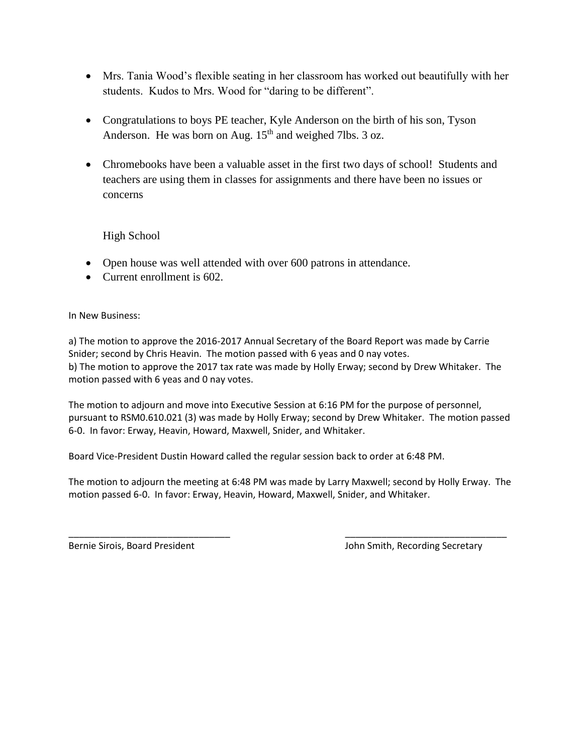- Mrs. Tania Wood's flexible seating in her classroom has worked out beautifully with her students. Kudos to Mrs. Wood for "daring to be different".

- Congratulations to boys PE teacher, Kyle Anderson on the birth of his son, Tyson Anderson. He was born on Aug. 15th and weighed 7lbs. 3 oz.

- Chromebooks have been a valuable asset in the first two days of school! Students and teachers are using them in classes for assignments and there have been no issues or concerns

High School

- Open house was well attended with over 600 patrons in attendance.
- Current enrollment is 602.

In New Business:

a) The motion to approve the 2016-2017 Annual Secretary of the Board Report was made by Carrie Snider; second by Chris Heavin. The motion passed with 6 yeas and 0 nay votes.
b) The motion to approve the 2017 tax rate was made by Holly Erway; second by Drew Whitaker. The motion passed with 6 yeas and 0 nay votes.

The motion to adjourn and move into Executive Session at 6:16 PM for the purpose of personnel, pursuant to RSM0.610.021 (3) was made by Holly Erway; second by Drew Whitaker. The motion passed 6-0. In favor: Erway, Heavin, Howard, Maxwell, Snider, and Whitaker.

Board Vice-President Dustin Howard called the regular session back to order at 6:48 PM.

The motion to adjourn the meeting at 6:48 PM was made by Larry Maxwell; second by Holly Erway. The motion passed 6-0. In favor: Erway, Heavin, Howard, Maxwell, Snider, and Whitaker.

\_\_\_\_\_\_\_\_\_\_\_\_\_\_\_\_\_\_\_\_\_\_\_\_\_\_\_\_\_\_\_\_
Bernie Sirois, Board President

\_\_\_\_\_\_\_\_\_\_\_\_\_\_\_\_\_\_\_\_\_\_\_\_\_\_\_\_\_\_\_\_
John Smith, Recording Secretary